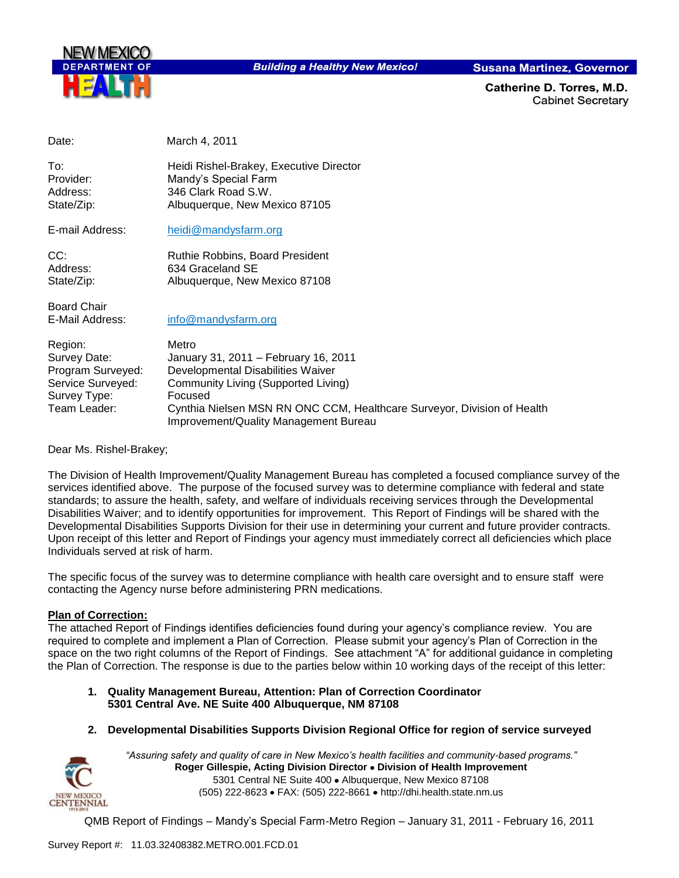NEW MEXICO DEPARTMENT OF HEALTH

*Building a Healthy New Mexico!*

**Susana Martinez, Governor**

**Catherine D. Torres, M.D.**
Cabinet Secretary

| | |
|---|---|
| Date: | March 4, 2011 |
| To: | Heidi Rishel-Brakey, Executive Director |
| Provider: | Mandy's Special Farm |
| Address: | 346 Clark Road S.W. |
| State/Zip: | Albuquerque, New Mexico 87105 |
| E-mail Address: | heidi@mandysfarm.org |
| CC: | Ruthie Robbins, Board President |
| Address: | 634 Graceland SE |
| State/Zip: | Albuquerque, New Mexico 87108 |
| Board Chair E-Mail Address: | info@mandysfarm.org |
| Region: | Metro |
| Survey Date: | January 31, 2011 – February 16, 2011 |
| Program Surveyed: | Developmental Disabilities Waiver |
| Service Surveyed: | Community Living (Supported Living) |
| Survey Type: | Focused |
| Team Leader: | Cynthia Nielsen MSN RN ONC CCM, Healthcare Surveyor, Division of Health Improvement/Quality Management Bureau |

Dear Ms. Rishel-Brakey;

The Division of Health Improvement/Quality Management Bureau has completed a focused compliance survey of the services identified above. The purpose of the focused survey was to determine compliance with federal and state standards; to assure the health, safety, and welfare of individuals receiving services through the Developmental Disabilities Waiver; and to identify opportunities for improvement. This Report of Findings will be shared with the Developmental Disabilities Supports Division for their use in determining your current and future provider contracts. Upon receipt of this letter and Report of Findings your agency must immediately correct all deficiencies which place Individuals served at risk of harm.

The specific focus of the survey was to determine compliance with health care oversight and to ensure staff were contacting the Agency nurse before administering PRN medications.

**Plan of Correction:**

The attached Report of Findings identifies deficiencies found during your agency's compliance review. You are required to complete and implement a Plan of Correction. Please submit your agency's Plan of Correction in the space on the two right columns of the Report of Findings. See attachment "A" for additional guidance in completing the Plan of Correction. The response is due to the parties below within 10 working days of the receipt of this letter:

1. **Quality Management Bureau, Attention: Plan of Correction Coordinator**
   **5301 Central Ave. NE Suite 400 Albuquerque, NM 87108**

2. **Developmental Disabilities Supports Division Regional Office for region of service surveyed**

*"Assuring safety and quality of care in New Mexico's health facilities and community-based programs."*
**Roger Gillespie, Acting Division Director • Division of Health Improvement**
5301 Central NE Suite 400 • Albuquerque, New Mexico 87108
(505) 222-8623 • FAX: (505) 222-8661 • http://dhi.health.state.nm.us

Survey Report #: 11.03.32408382.METRO.001.FCD.01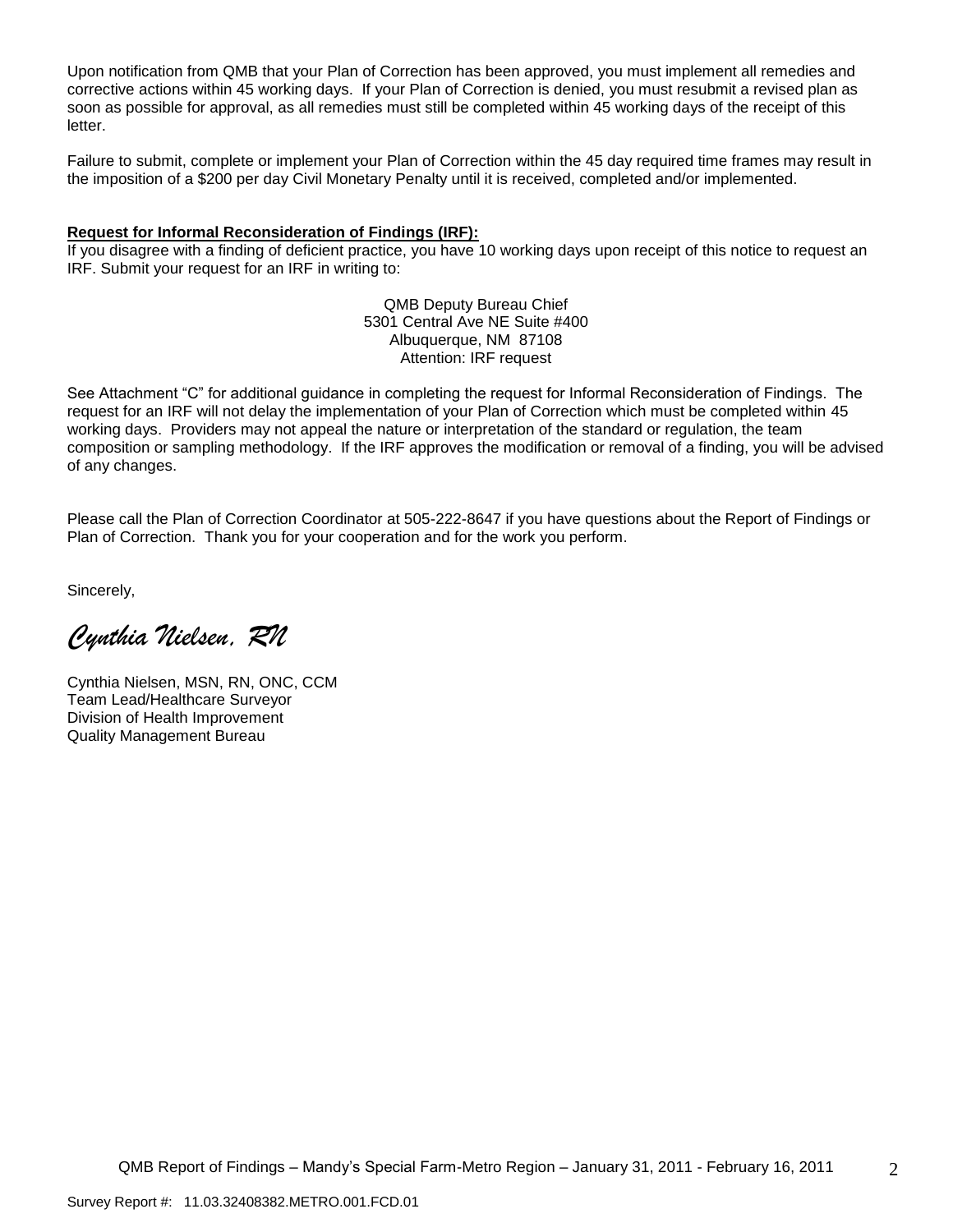Upon notification from QMB that your Plan of Correction has been approved, you must implement all remedies and corrective actions within 45 working days. If your Plan of Correction is denied, you must resubmit a revised plan as soon as possible for approval, as all remedies must still be completed within 45 working days of the receipt of this letter.

Failure to submit, complete or implement your Plan of Correction within the 45 day required time frames may result in the imposition of a $200 per day Civil Monetary Penalty until it is received, completed and/or implemented.

**Request for Informal Reconsideration of Findings (IRF):**
If you disagree with a finding of deficient practice, you have 10 working days upon receipt of this notice to request an IRF. Submit your request for an IRF in writing to:

QMB Deputy Bureau Chief
5301 Central Ave NE Suite #400
Albuquerque, NM 87108
Attention: IRF request

See Attachment "C" for additional guidance in completing the request for Informal Reconsideration of Findings. The request for an IRF will not delay the implementation of your Plan of Correction which must be completed within 45 working days. Providers may not appeal the nature or interpretation of the standard or regulation, the team composition or sampling methodology. If the IRF approves the modification or removal of a finding, you will be advised of any changes.

Please call the Plan of Correction Coordinator at 505-222-8647 if you have questions about the Report of Findings or Plan of Correction. Thank you for your cooperation and for the work you perform.

Sincerely,

*Cynthia Nielsen, RN*

Cynthia Nielsen, MSN, RN, ONC, CCM
Team Lead/Healthcare Surveyor
Division of Health Improvement
Quality Management Bureau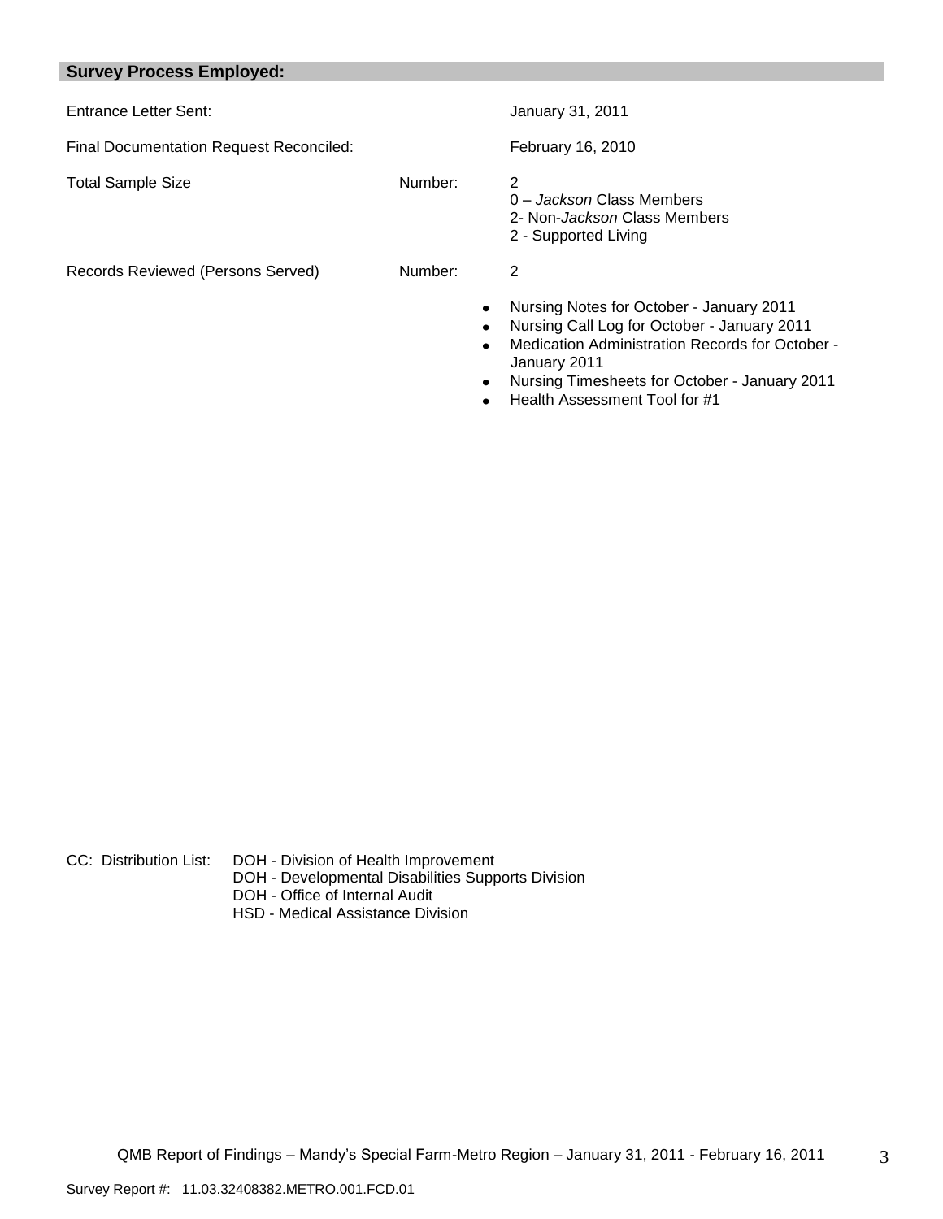## Survey Process Employed:

Entrance Letter Sent: January 31, 2011

Final Documentation Request Reconciled: February 16, 2010

Total Sample Size Number: 2
0 – *Jackson* Class Members
2- Non-*Jackson* Class Members
2 - Supported Living

Records Reviewed (Persons Served) Number: 2

- Nursing Notes for October - January 2011
- Nursing Call Log for October - January 2011
- Medication Administration Records for October - January 2011
- Nursing Timesheets for October - January 2011
- Health Assessment Tool for #1

CC: Distribution List: DOH - Division of Health Improvement
DOH - Developmental Disabilities Supports Division
DOH - Office of Internal Audit
HSD - Medical Assistance Division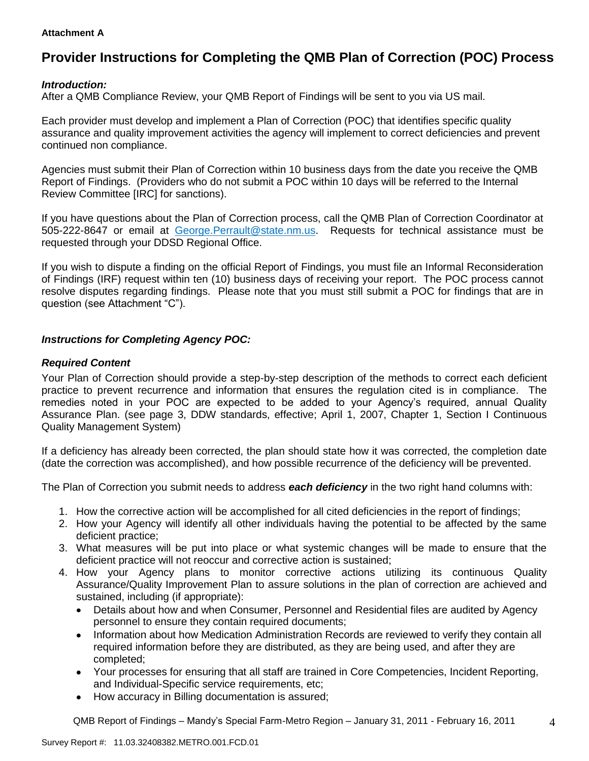**Attachment A**

# Provider Instructions for Completing the QMB Plan of Correction (POC) Process

***Introduction:***
After a QMB Compliance Review, your QMB Report of Findings will be sent to you via US mail.

Each provider must develop and implement a Plan of Correction (POC) that identifies specific quality assurance and quality improvement activities the agency will implement to correct deficiencies and prevent continued non compliance.

Agencies must submit their Plan of Correction within 10 business days from the date you receive the QMB Report of Findings. (Providers who do not submit a POC within 10 days will be referred to the Internal Review Committee [IRC] for sanctions).

If you have questions about the Plan of Correction process, call the QMB Plan of Correction Coordinator at 505-222-8647 or email at George.Perrault@state.nm.us. Requests for technical assistance must be requested through your DDSD Regional Office.

If you wish to dispute a finding on the official Report of Findings, you must file an Informal Reconsideration of Findings (IRF) request within ten (10) business days of receiving your report. The POC process cannot resolve disputes regarding findings. Please note that you must still submit a POC for findings that are in question (see Attachment "C").

***Instructions for Completing Agency POC:***

***Required Content***
Your Plan of Correction should provide a step-by-step description of the methods to correct each deficient practice to prevent recurrence and information that ensures the regulation cited is in compliance. The remedies noted in your POC are expected to be added to your Agency's required, annual Quality Assurance Plan. (see page 3, DDW standards, effective; April 1, 2007, Chapter 1, Section I Continuous Quality Management System)

If a deficiency has already been corrected, the plan should state how it was corrected, the completion date (date the correction was accomplished), and how possible recurrence of the deficiency will be prevented.

The Plan of Correction you submit needs to address ***each deficiency*** in the two right hand columns with:

1. How the corrective action will be accomplished for all cited deficiencies in the report of findings;
2. How your Agency will identify all other individuals having the potential to be affected by the same deficient practice;
3. What measures will be put into place or what systemic changes will be made to ensure that the deficient practice will not reoccur and corrective action is sustained;
4. How your Agency plans to monitor corrective actions utilizing its continuous Quality Assurance/Quality Improvement Plan to assure solutions in the plan of correction are achieved and sustained, including (if appropriate):
   - Details about how and when Consumer, Personnel and Residential files are audited by Agency personnel to ensure they contain required documents;
   - Information about how Medication Administration Records are reviewed to verify they contain all required information before they are distributed, as they are being used, and after they are completed;
   - Your processes for ensuring that all staff are trained in Core Competencies, Incident Reporting, and Individual-Specific service requirements, etc;
   - How accuracy in Billing documentation is assured;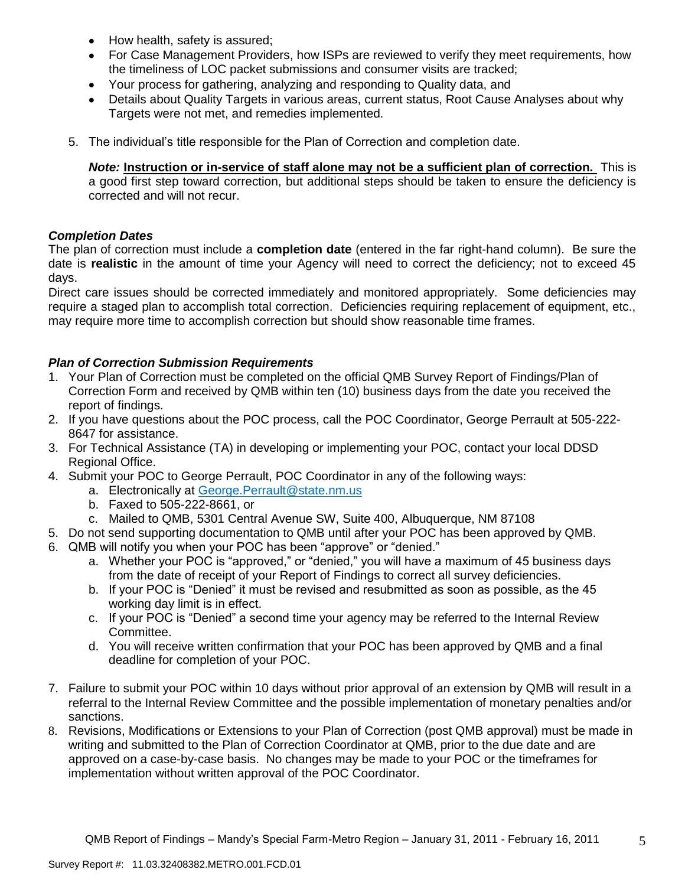- How health, safety is assured;
- For Case Management Providers, how ISPs are reviewed to verify they meet requirements, how the timeliness of LOC packet submissions and consumer visits are tracked;
- Your process for gathering, analyzing and responding to Quality data, and
- Details about Quality Targets in various areas, current status, Root Cause Analyses about why Targets were not met, and remedies implemented.

5. The individual's title responsible for the Plan of Correction and completion date.

   ***Note:*** **<u>Instruction or in-service of staff alone may not be a sufficient plan of correction.</u>** This is a good first step toward correction, but additional steps should be taken to ensure the deficiency is corrected and will not recur.

***Completion Dates***

The plan of correction must include a **completion date** (entered in the far right-hand column). Be sure the date is **realistic** in the amount of time your Agency will need to correct the deficiency; not to exceed 45 days.

Direct care issues should be corrected immediately and monitored appropriately. Some deficiencies may require a staged plan to accomplish total correction. Deficiencies requiring replacement of equipment, etc., may require more time to accomplish correction but should show reasonable time frames.

***Plan of Correction Submission Requirements***

1. Your Plan of Correction must be completed on the official QMB Survey Report of Findings/Plan of Correction Form and received by QMB within ten (10) business days from the date you received the report of findings.
2. If you have questions about the POC process, call the POC Coordinator, George Perrault at 505-222-8647 for assistance.
3. For Technical Assistance (TA) in developing or implementing your POC, contact your local DDSD Regional Office.
4. Submit your POC to George Perrault, POC Coordinator in any of the following ways:
   a. Electronically at George.Perrault@state.nm.us
   b. Faxed to 505-222-8661, or
   c. Mailed to QMB, 5301 Central Avenue SW, Suite 400, Albuquerque, NM 87108
5. Do not send supporting documentation to QMB until after your POC has been approved by QMB.
6. QMB will notify you when your POC has been "approve" or "denied."
   a. Whether your POC is "approved," or "denied," you will have a maximum of 45 business days from the date of receipt of your Report of Findings to correct all survey deficiencies.
   b. If your POC is "Denied" it must be revised and resubmitted as soon as possible, as the 45 working day limit is in effect.
   c. If your POC is "Denied" a second time your agency may be referred to the Internal Review Committee.
   d. You will receive written confirmation that your POC has been approved by QMB and a final deadline for completion of your POC.
7. Failure to submit your POC within 10 days without prior approval of an extension by QMB will result in a referral to the Internal Review Committee and the possible implementation of monetary penalties and/or sanctions.
8. Revisions, Modifications or Extensions to your Plan of Correction (post QMB approval) must be made in writing and submitted to the Plan of Correction Coordinator at QMB, prior to the due date and are approved on a case-by-case basis. No changes may be made to your POC or the timeframes for implementation without written approval of the POC Coordinator.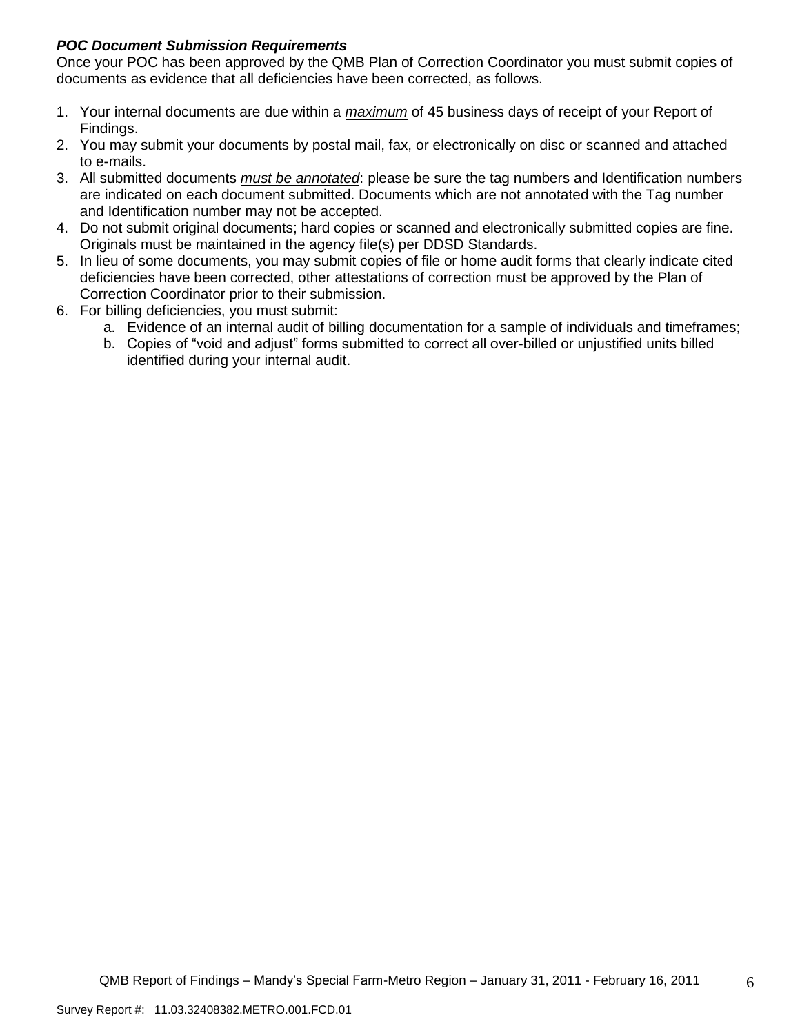***POC Document Submission Requirements***

Once your POC has been approved by the QMB Plan of Correction Coordinator you must submit copies of documents as evidence that all deficiencies have been corrected, as follows.

1. Your internal documents are due within a ***maximum*** of 45 business days of receipt of your Report of Findings.
2. You may submit your documents by postal mail, fax, or electronically on disc or scanned and attached to e-mails.
3. All submitted documents ***must be annotated***: please be sure the tag numbers and Identification numbers are indicated on each document submitted. Documents which are not annotated with the Tag number and Identification number may not be accepted.
4. Do not submit original documents; hard copies or scanned and electronically submitted copies are fine. Originals must be maintained in the agency file(s) per DDSD Standards.
5. In lieu of some documents, you may submit copies of file or home audit forms that clearly indicate cited deficiencies have been corrected, other attestations of correction must be approved by the Plan of Correction Coordinator prior to their submission.
6. For billing deficiencies, you must submit:
   a. Evidence of an internal audit of billing documentation for a sample of individuals and timeframes;
   b. Copies of "void and adjust" forms submitted to correct all over-billed or unjustified units billed identified during your internal audit.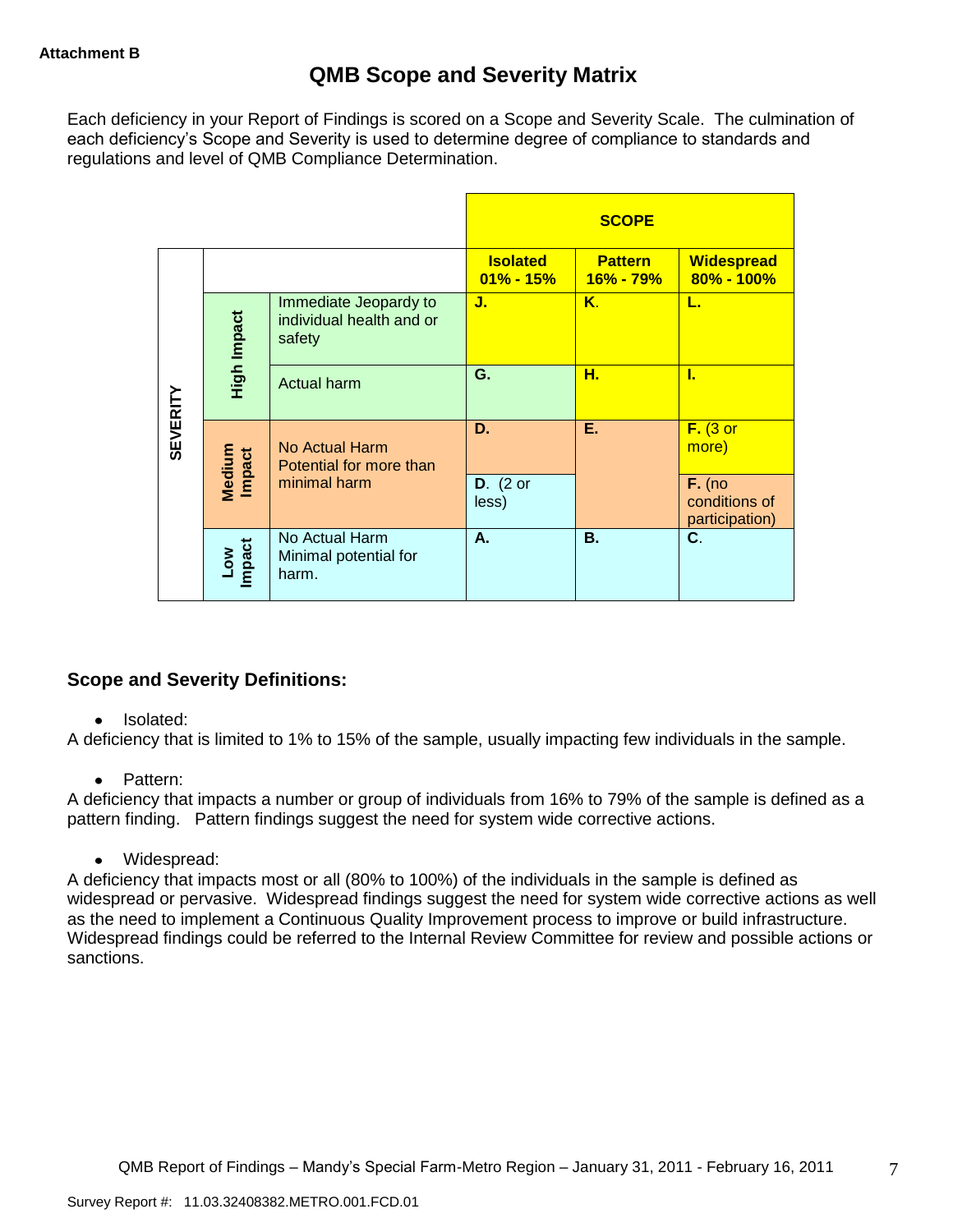**Attachment B**

# QMB Scope and Severity Matrix

Each deficiency in your Report of Findings is scored on a Scope and Severity Scale. The culmination of each deficiency's Scope and Severity is used to determine degree of compliance to standards and regulations and level of QMB Compliance Determination.

| | | | SCOPE | | |
|---|---|---|---|---|---|
| | | | **Isolated 01% - 15%** | **Pattern 16% - 79%** | **Widespread 80% - 100%** |
| SEVERITY | High Impact | Immediate Jeopardy to individual health and or safety | **J.** | **K.** | **L.** |
| | | Actual harm | **G.** | **H.** | **I.** |
| | Medium Impact | No Actual Harm Potential for more than minimal harm | **D.** | **E.** | **F.** (3 or more) |
| | | | **D.** (2 or less) | | **F.** (no conditions of participation) |
| | Low Impact | No Actual Harm Minimal potential for harm. | **A.** | **B.** | **C.** |

## Scope and Severity Definitions:

- Isolated:

A deficiency that is limited to 1% to 15% of the sample, usually impacting few individuals in the sample.

- Pattern:

A deficiency that impacts a number or group of individuals from 16% to 79% of the sample is defined as a pattern finding. Pattern findings suggest the need for system wide corrective actions.

- Widespread:

A deficiency that impacts most or all (80% to 100%) of the individuals in the sample is defined as widespread or pervasive. Widespread findings suggest the need for system wide corrective actions as well as the need to implement a Continuous Quality Improvement process to improve or build infrastructure. Widespread findings could be referred to the Internal Review Committee for review and possible actions or sanctions.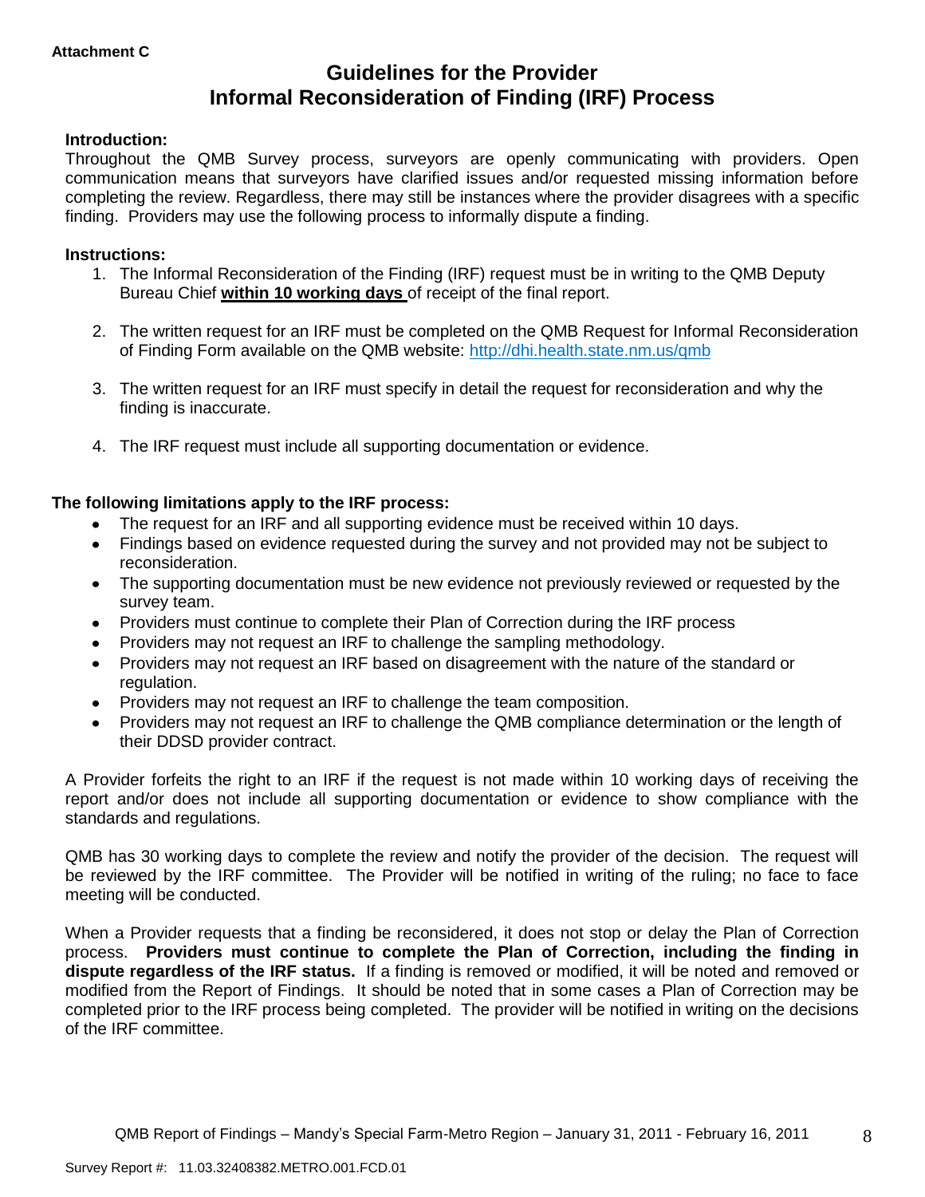**Attachment C**

# Guidelines for the Provider Informal Reconsideration of Finding (IRF) Process

**Introduction:**

Throughout the QMB Survey process, surveyors are openly communicating with providers. Open communication means that surveyors have clarified issues and/or requested missing information before completing the review. Regardless, there may still be instances where the provider disagrees with a specific finding. Providers may use the following process to informally dispute a finding.

**Instructions:**

1. The Informal Reconsideration of the Finding (IRF) request must be in writing to the QMB Deputy Bureau Chief **within 10 working days** of receipt of the final report.
2. The written request for an IRF must be completed on the QMB Request for Informal Reconsideration of Finding Form available on the QMB website: http://dhi.health.state.nm.us/qmb
3. The written request for an IRF must specify in detail the request for reconsideration and why the finding is inaccurate.
4. The IRF request must include all supporting documentation or evidence.

**The following limitations apply to the IRF process:**

- The request for an IRF and all supporting evidence must be received within 10 days.
- Findings based on evidence requested during the survey and not provided may not be subject to reconsideration.
- The supporting documentation must be new evidence not previously reviewed or requested by the survey team.
- Providers must continue to complete their Plan of Correction during the IRF process
- Providers may not request an IRF to challenge the sampling methodology.
- Providers may not request an IRF based on disagreement with the nature of the standard or regulation.
- Providers may not request an IRF to challenge the team composition.
- Providers may not request an IRF to challenge the QMB compliance determination or the length of their DDSD provider contract.

A Provider forfeits the right to an IRF if the request is not made within 10 working days of receiving the report and/or does not include all supporting documentation or evidence to show compliance with the standards and regulations.

QMB has 30 working days to complete the review and notify the provider of the decision. The request will be reviewed by the IRF committee. The Provider will be notified in writing of the ruling; no face to face meeting will be conducted.

When a Provider requests that a finding be reconsidered, it does not stop or delay the Plan of Correction process. **Providers must continue to complete the Plan of Correction, including the finding in dispute regardless of the IRF status.** If a finding is removed or modified, it will be noted and removed or modified from the Report of Findings. It should be noted that in some cases a Plan of Correction may be completed prior to the IRF process being completed. The provider will be notified in writing on the decisions of the IRF committee.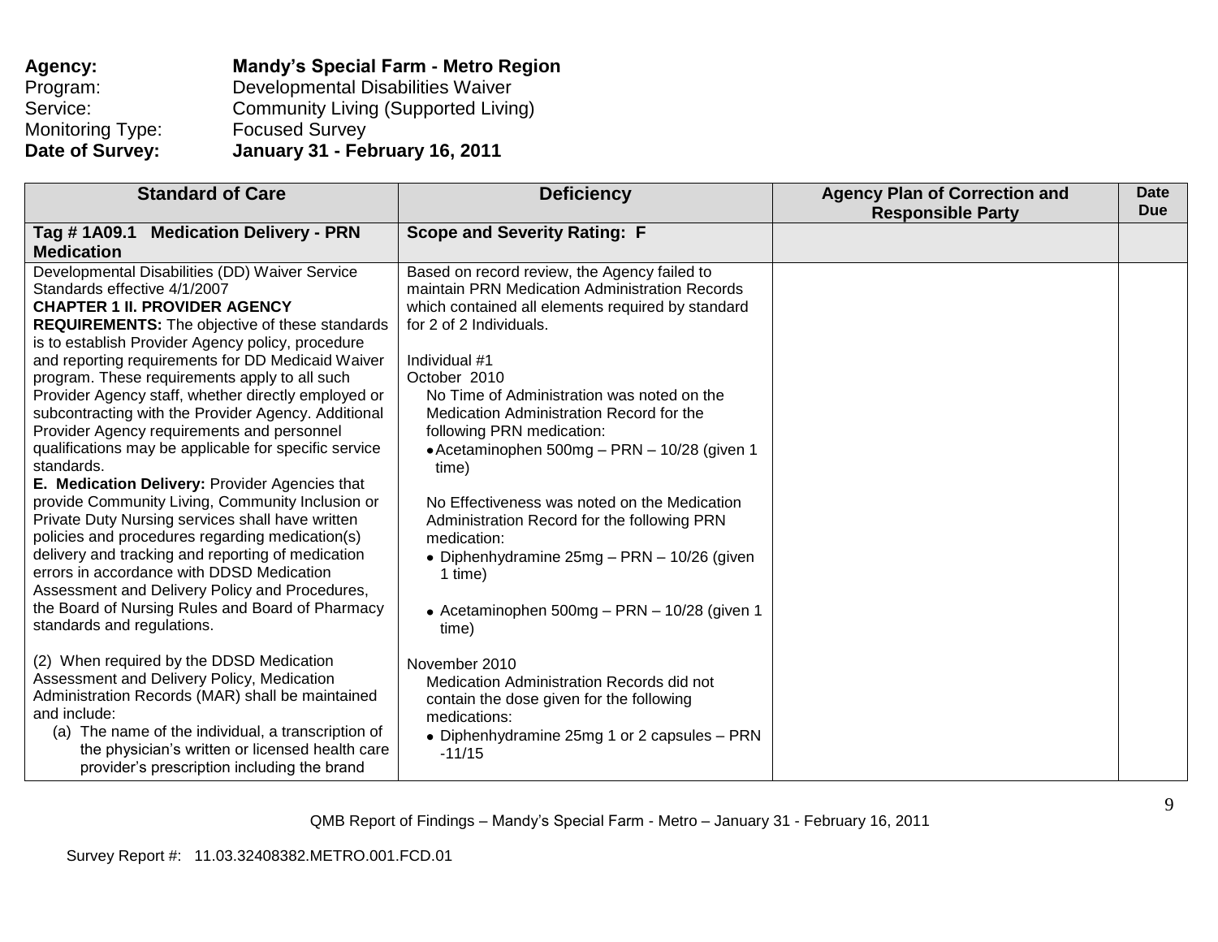**Agency:** **Mandy's Special Farm - Metro Region**
Program: Developmental Disabilities Waiver
Service: Community Living (Supported Living)
Monitoring Type: Focused Survey
**Date of Survey:** **January 31 - February 16, 2011**

| Standard of Care | Deficiency | Agency Plan of Correction and Responsible Party | Date Due |
|---|---|---|---|
| **Tag # 1A09.1 Medication Delivery - PRN Medication** | **Scope and Severity Rating: F** | | |
| Developmental Disabilities (DD) Waiver Service Standards effective 4/1/2007<br>**CHAPTER 1 II. PROVIDER AGENCY REQUIREMENTS:** The objective of these standards is to establish Provider Agency policy, procedure and reporting requirements for DD Medicaid Waiver program. These requirements apply to all such Provider Agency staff, whether directly employed or subcontracting with the Provider Agency. Additional Provider Agency requirements and personnel qualifications may be applicable for specific service standards.<br>**E. Medication Delivery:** Provider Agencies that provide Community Living, Community Inclusion or Private Duty Nursing services shall have written policies and procedures regarding medication(s) delivery and tracking and reporting of medication errors in accordance with DDSD Medication Assessment and Delivery Policy and Procedures, the Board of Nursing Rules and Board of Pharmacy standards and regulations.<br><br>(2) When required by the DDSD Medication Assessment and Delivery Policy, Medication Administration Records (MAR) shall be maintained and include:<br>(a) The name of the individual, a transcription of the physician's written or licensed health care provider's prescription including the brand | Based on record review, the Agency failed to maintain PRN Medication Administration Records which contained all elements required by standard for 2 of 2 Individuals.<br><br>Individual #1<br>October 2010<br>No Time of Administration was noted on the Medication Administration Record for the following PRN medication:<br>• Acetaminophen 500mg – PRN – 10/28 (given 1 time)<br><br>No Effectiveness was noted on the Medication Administration Record for the following PRN medication:<br>• Diphenhydramine 25mg – PRN – 10/26 (given 1 time)<br><br>• Acetaminophen 500mg – PRN – 10/28 (given 1 time)<br><br>November 2010<br>Medication Administration Records did not contain the dose given for the following medications:<br>• Diphenhydramine 25mg 1 or 2 capsules – PRN -11/15 | | |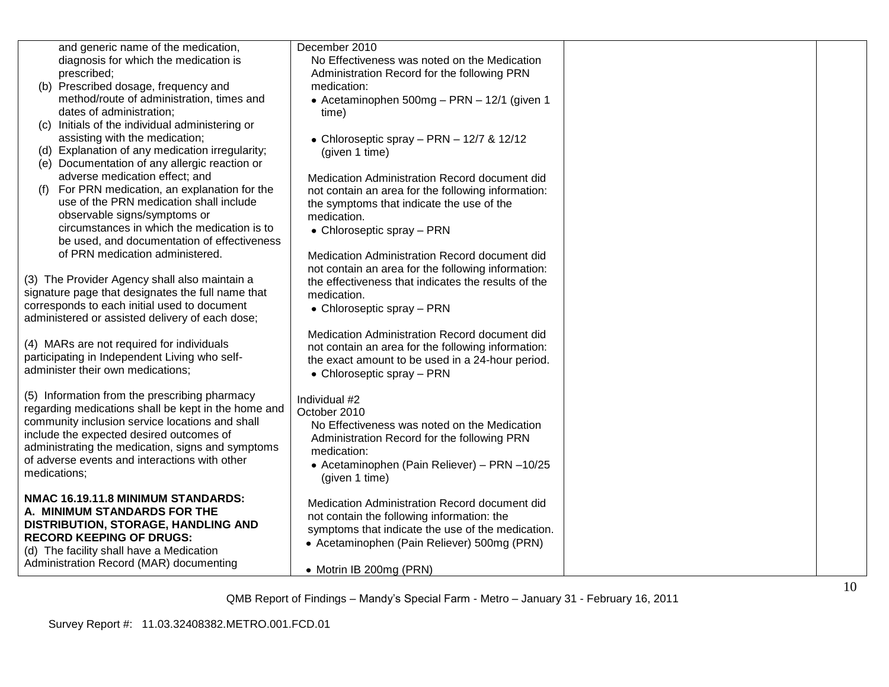| | | | |
|---|---|---|---|
| and generic name of the medication, diagnosis for which the medication is prescribed;<br>(b) Prescribed dosage, frequency and method/route of administration, times and dates of administration;<br>(c) Initials of the individual administering or assisting with the medication;<br>(d) Explanation of any medication irregularity;<br>(e) Documentation of any allergic reaction or adverse medication effect; and<br>(f) For PRN medication, an explanation for the use of the PRN medication shall include observable signs/symptoms or circumstances in which the medication is to be used, and documentation of effectiveness of PRN medication administered.<br><br>(3) The Provider Agency shall also maintain a signature page that designates the full name that corresponds to each initial used to document administered or assisted delivery of each dose;<br><br>(4) MARs are not required for individuals participating in Independent Living who self-administer their own medications;<br><br>(5) Information from the prescribing pharmacy regarding medications shall be kept in the home and community inclusion service locations and shall include the expected desired outcomes of administrating the medication, signs and symptoms of adverse events and interactions with other medications;<br><br>**NMAC 16.19.11.8 MINIMUM STANDARDS: A. MINIMUM STANDARDS FOR THE DISTRIBUTION, STORAGE, HANDLING AND RECORD KEEPING OF DRUGS:**<br>(d) The facility shall have a Medication Administration Record (MAR) documenting | December 2010<br>No Effectiveness was noted on the Medication Administration Record for the following PRN medication:<br>• Acetaminophen 500mg – PRN – 12/1 (given 1 time)<br>• Chloroseptic spray – PRN – 12/7 & 12/12 (given 1 time)<br><br>Medication Administration Record document did not contain an area for the following information: the symptoms that indicate the use of the medication.<br>• Chloroseptic spray – PRN<br><br>Medication Administration Record document did not contain an area for the following information: the effectiveness that indicates the results of the medication.<br>• Chloroseptic spray – PRN<br><br>Medication Administration Record document did not contain an area for the following information: the exact amount to be used in a 24-hour period.<br>• Chloroseptic spray – PRN<br><br>Individual #2<br>October 2010<br>No Effectiveness was noted on the Medication Administration Record for the following PRN medication:<br>• Acetaminophen (Pain Reliever) – PRN –10/25 (given 1 time)<br><br>Medication Administration Record document did not contain the following information: the symptoms that indicate the use of the medication.<br>• Acetaminophen (Pain Reliever) 500mg (PRN)<br>• Motrin IB 200mg (PRN) | | |

QMB Report of Findings – Mandy's Special Farm - Metro – January 31 - February 16, 2011

Survey Report #: 11.03.32408382.METRO.001.FCD.01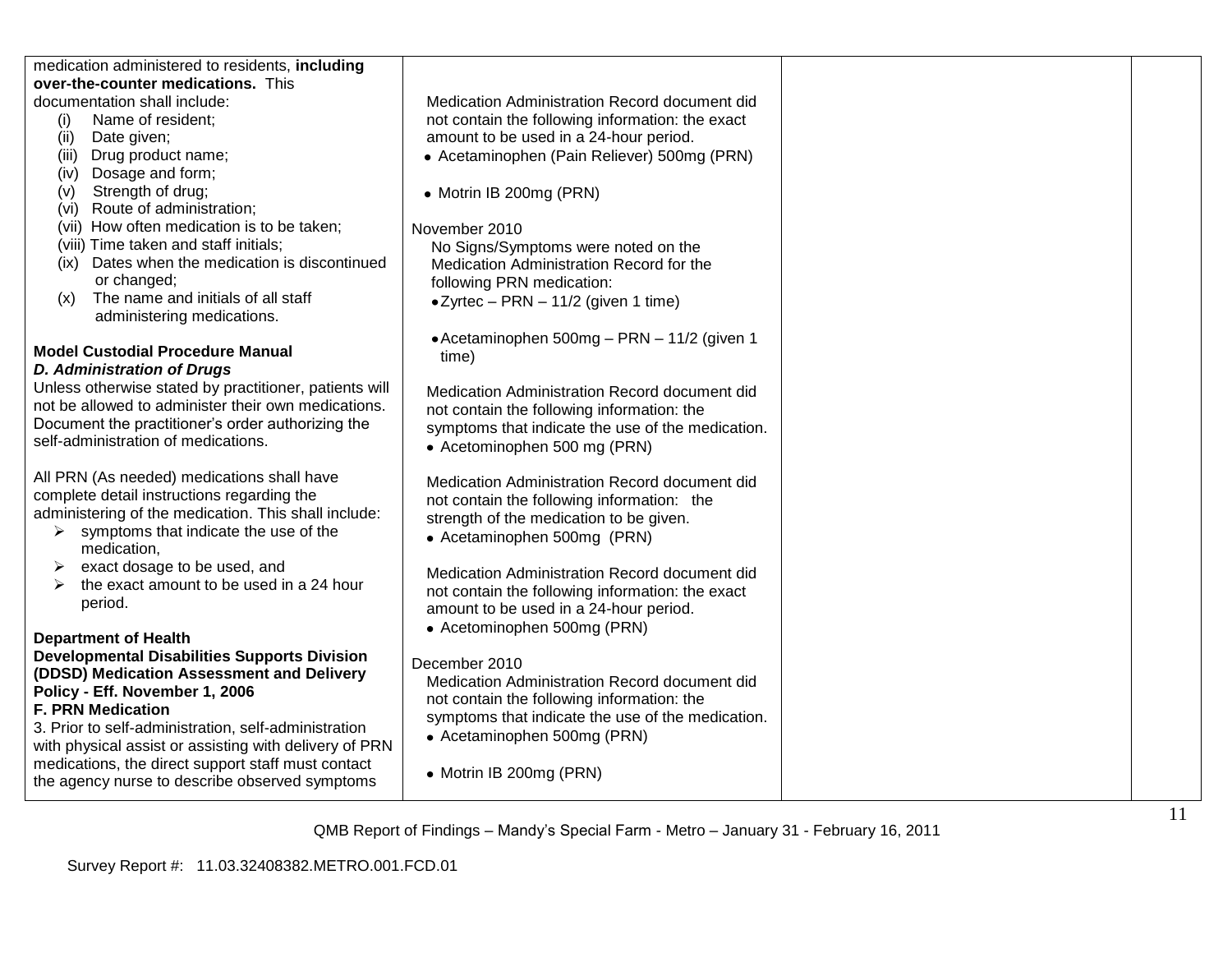| | | | |
|---|---|---|---|
| medication administered to residents, **including over-the-counter medications.** This documentation shall include:<br>(i) Name of resident;<br>(ii) Date given;<br>(iii) Drug product name;<br>(iv) Dosage and form;<br>(v) Strength of drug;<br>(vi) Route of administration;<br>(vii) How often medication is to be taken;<br>(viii) Time taken and staff initials;<br>(ix) Dates when the medication is discontinued or changed;<br>(x) The name and initials of all staff administering medications.<br><br>**Model Custodial Procedure Manual**<br>***D. Administration of Drugs***<br>Unless otherwise stated by practitioner, patients will not be allowed to administer their own medications. Document the practitioner's order authorizing the self-administration of medications.<br><br>All PRN (As needed) medications shall have complete detail instructions regarding the administering of the medication. This shall include:<br>➢ symptoms that indicate the use of the medication,<br>➢ exact dosage to be used, and<br>➢ the exact amount to be used in a 24 hour period.<br><br>**Department of Health Developmental Disabilities Supports Division (DDSD) Medication Assessment and Delivery Policy - Eff. November 1, 2006**<br>**F. PRN Medication**<br>3. Prior to self-administration, self-administration with physical assist or assisting with delivery of PRN medications, the direct support staff must contact the agency nurse to describe observed symptoms | Medication Administration Record document did not contain the following information: the exact amount to be used in a 24-hour period.<br>• Acetaminophen (Pain Reliever) 500mg (PRN)<br>• Motrin IB 200mg (PRN)<br><br>November 2010<br>No Signs/Symptoms were noted on the Medication Administration Record for the following PRN medication:<br>• Zyrtec – PRN – 11/2 (given 1 time)<br>• Acetaminophen 500mg – PRN – 11/2 (given 1 time)<br><br>Medication Administration Record document did not contain the following information: the symptoms that indicate the use of the medication.<br>• Acetominophen 500 mg (PRN)<br><br>Medication Administration Record document did not contain the following information: the strength of the medication to be given.<br>• Acetaminophen 500mg (PRN)<br><br>Medication Administration Record document did not contain the following information: the exact amount to be used in a 24-hour period.<br>• Acetominophen 500mg (PRN)<br><br>December 2010<br>Medication Administration Record document did not contain the following information: the symptoms that indicate the use of the medication.<br>• Acetaminophen 500mg (PRN)<br>• Motrin IB 200mg (PRN) | | |

QMB Report of Findings – Mandy's Special Farm - Metro – January 31 - February 16, 2011

Survey Report #: 11.03.32408382.METRO.001.FCD.01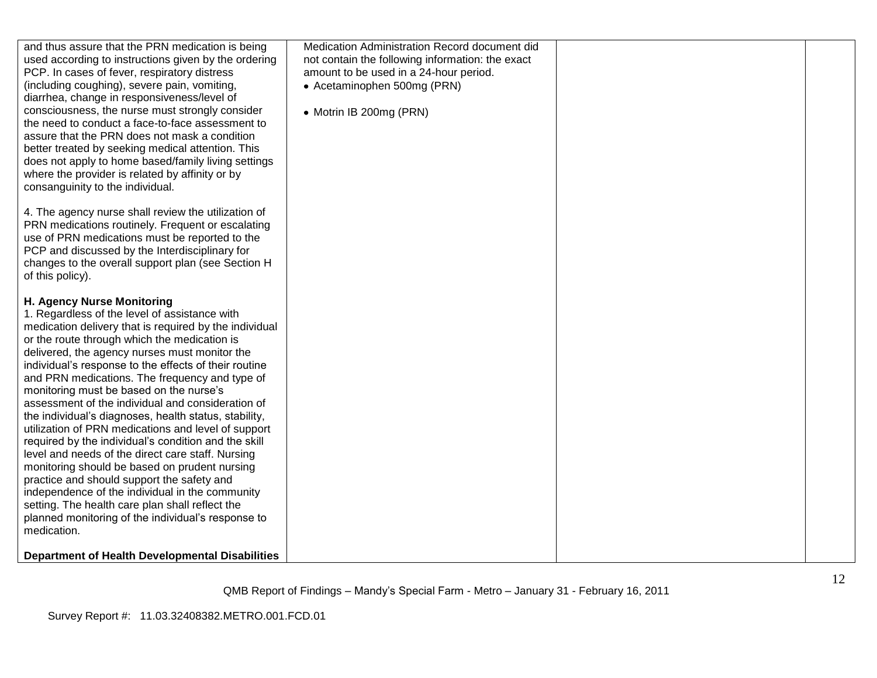| | | | |
|---|---|---|---|
| and thus assure that the PRN medication is being used according to instructions given by the ordering PCP. In cases of fever, respiratory distress (including coughing), severe pain, vomiting, diarrhea, change in responsiveness/level of consciousness, the nurse must strongly consider the need to conduct a face-to-face assessment to assure that the PRN does not mask a condition better treated by seeking medical attention. This does not apply to home based/family living settings where the provider is related by affinity or by consanguinity to the individual.<br><br>4. The agency nurse shall review the utilization of PRN medications routinely. Frequent or escalating use of PRN medications must be reported to the PCP and discussed by the Interdisciplinary for changes to the overall support plan (see Section H of this policy).<br><br>**H. Agency Nurse Monitoring**<br>1. Regardless of the level of assistance with medication delivery that is required by the individual or the route through which the medication is delivered, the agency nurses must monitor the individual's response to the effects of their routine and PRN medications. The frequency and type of monitoring must be based on the nurse's assessment of the individual and consideration of the individual's diagnoses, health status, stability, utilization of PRN medications and level of support required by the individual's condition and the skill level and needs of the direct care staff. Nursing monitoring should be based on prudent nursing practice and should support the safety and independence of the individual in the community setting. The health care plan shall reflect the planned monitoring of the individual's response to medication.<br><br>**Department of Health Developmental Disabilities** | Medication Administration Record document did not contain the following information: the exact amount to be used in a 24-hour period.<br>• Acetaminophen 500mg (PRN)<br><br>• Motrin IB 200mg (PRN) | | |

QMB Report of Findings – Mandy's Special Farm - Metro – January 31 - February 16, 2011

Survey Report #: 11.03.32408382.METRO.001.FCD.01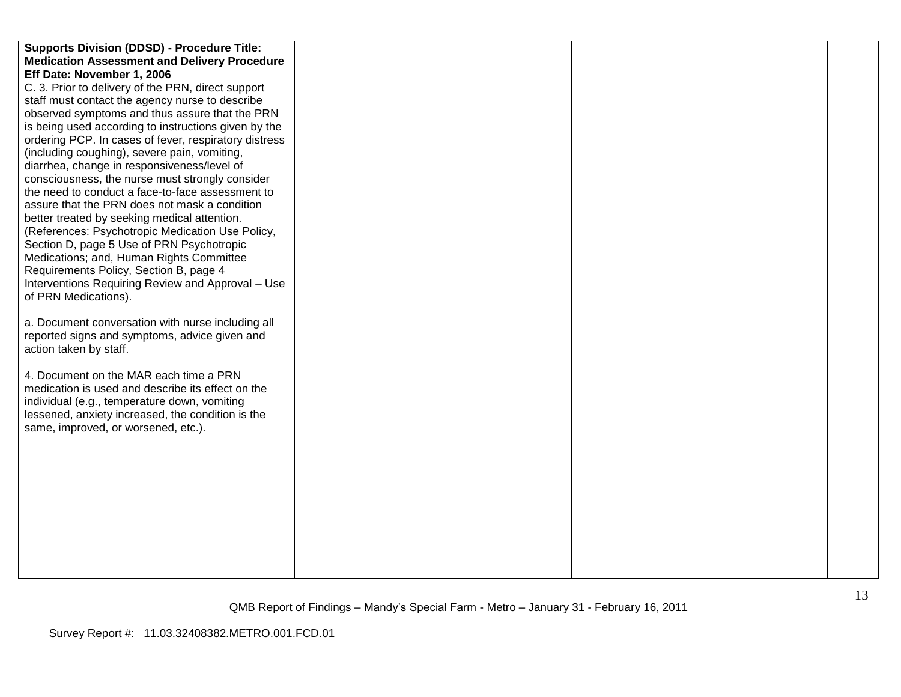| **Supports Division (DDSD) - Procedure Title: Medication Assessment and Delivery Procedure Eff Date: November 1, 2006**<br>C. 3. Prior to delivery of the PRN, direct support staff must contact the agency nurse to describe observed symptoms and thus assure that the PRN is being used according to instructions given by the ordering PCP. In cases of fever, respiratory distress (including coughing), severe pain, vomiting, diarrhea, change in responsiveness/level of consciousness, the nurse must strongly consider the need to conduct a face-to-face assessment to assure that the PRN does not mask a condition better treated by seeking medical attention. (References: Psychotropic Medication Use Policy, Section D, page 5 Use of PRN Psychotropic Medications; and, Human Rights Committee Requirements Policy, Section B, page 4 Interventions Requiring Review and Approval – Use of PRN Medications).<br><br>a. Document conversation with nurse including all reported signs and symptoms, advice given and action taken by staff.<br><br>4. Document on the MAR each time a PRN medication is used and describe its effect on the individual (e.g., temperature down, vomiting lessened, anxiety increased, the condition is the same, improved, or worsened, etc.). | | | |
|---|---|---|---|

QMB Report of Findings – Mandy's Special Farm - Metro – January 31 - February 16, 2011

Survey Report #: 11.03.32408382.METRO.001.FCD.01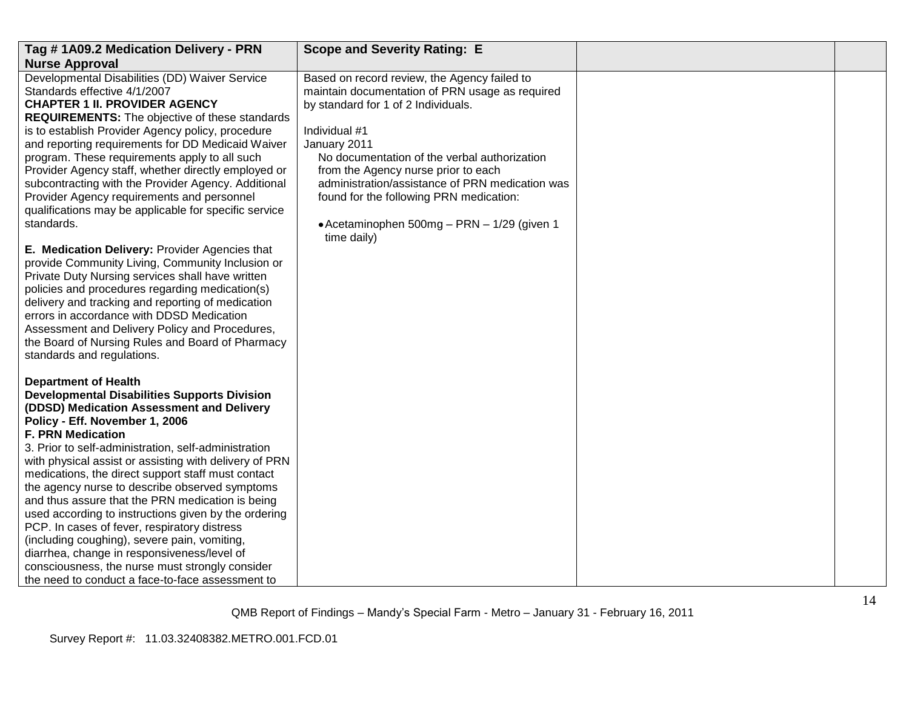| Tag # 1A09.2 Medication Delivery - PRN Nurse Approval | Scope and Severity Rating: E | | |
|---|---|---|---|
| Developmental Disabilities (DD) Waiver Service Standards effective 4/1/2007<br>**CHAPTER 1 II. PROVIDER AGENCY REQUIREMENTS:** The objective of these standards is to establish Provider Agency policy, procedure and reporting requirements for DD Medicaid Waiver program. These requirements apply to all such Provider Agency staff, whether directly employed or subcontracting with the Provider Agency. Additional Provider Agency requirements and personnel qualifications may be applicable for specific service standards.<br><br>**E. Medication Delivery:** Provider Agencies that provide Community Living, Community Inclusion or Private Duty Nursing services shall have written policies and procedures regarding medication(s) delivery and tracking and reporting of medication errors in accordance with DDSD Medication Assessment and Delivery Policy and Procedures, the Board of Nursing Rules and Board of Pharmacy standards and regulations.<br><br>**Department of Health**<br>**Developmental Disabilities Supports Division (DDSD) Medication Assessment and Delivery Policy - Eff. November 1, 2006**<br>**F. PRN Medication**<br>3. Prior to self-administration, self-administration with physical assist or assisting with delivery of PRN medications, the direct support staff must contact the agency nurse to describe observed symptoms and thus assure that the PRN medication is being used according to instructions given by the ordering PCP. In cases of fever, respiratory distress (including coughing), severe pain, vomiting, diarrhea, change in responsiveness/level of consciousness, the nurse must strongly consider the need to conduct a face-to-face assessment to | Based on record review, the Agency failed to maintain documentation of PRN usage as required by standard for 1 of 2 Individuals.<br><br>Individual #1<br>January 2011<br>No documentation of the verbal authorization from the Agency nurse prior to each administration/assistance of PRN medication was found for the following PRN medication:<br><br>• Acetaminophen 500mg – PRN – 1/29 (given 1 time daily) | | |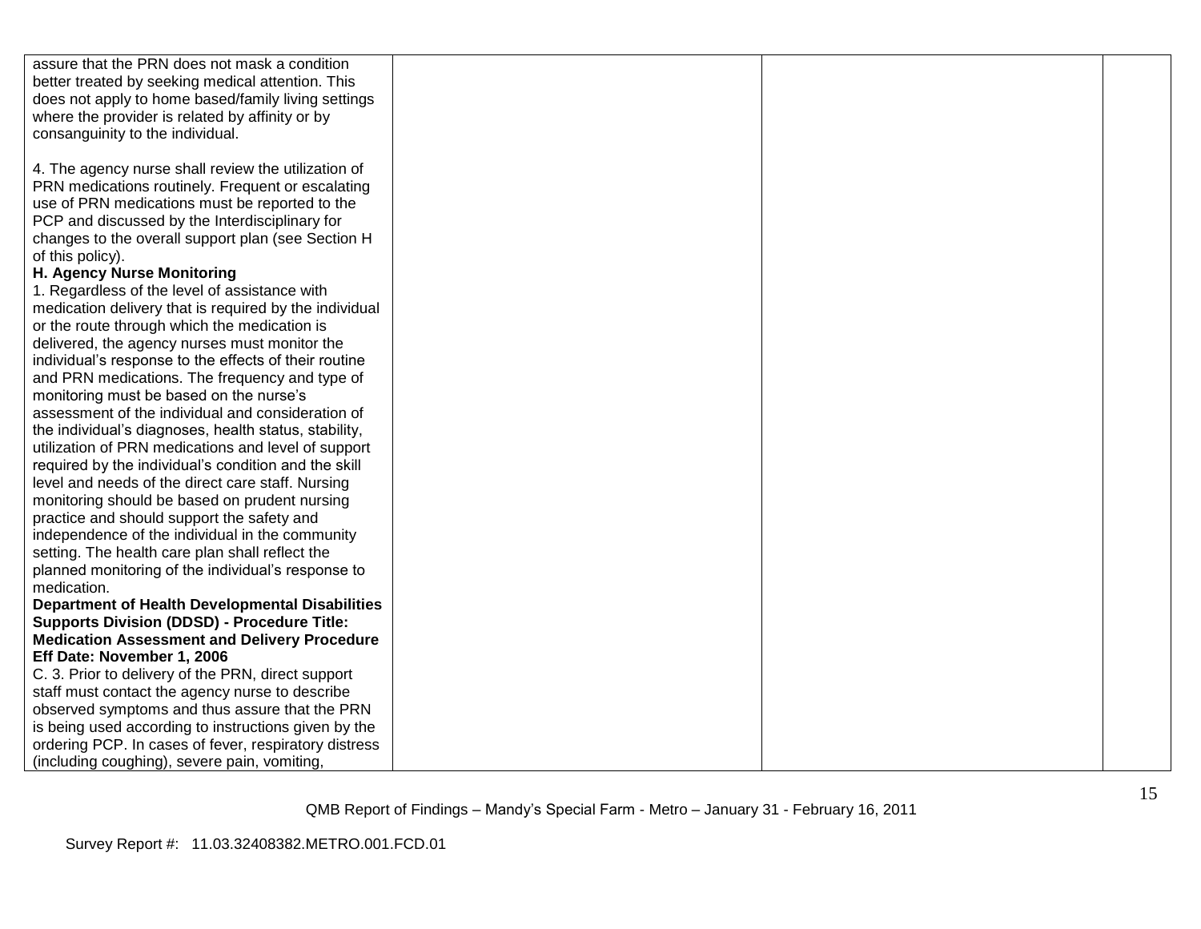| | | | |
|---|---|---|---|
| assure that the PRN does not mask a condition better treated by seeking medical attention. This does not apply to home based/family living settings where the provider is related by affinity or by consanguinity to the individual.<br><br>4. The agency nurse shall review the utilization of PRN medications routinely. Frequent or escalating use of PRN medications must be reported to the PCP and discussed by the Interdisciplinary for changes to the overall support plan (see Section H of this policy).<br>**H. Agency Nurse Monitoring**<br>1. Regardless of the level of assistance with medication delivery that is required by the individual or the route through which the medication is delivered, the agency nurses must monitor the individual's response to the effects of their routine and PRN medications. The frequency and type of monitoring must be based on the nurse's assessment of the individual and consideration of the individual's diagnoses, health status, stability, utilization of PRN medications and level of support required by the individual's condition and the skill level and needs of the direct care staff. Nursing monitoring should be based on prudent nursing practice and should support the safety and independence of the individual in the community setting. The health care plan shall reflect the planned monitoring of the individual's response to medication.<br>**Department of Health Developmental Disabilities Supports Division (DDSD) - Procedure Title: Medication Assessment and Delivery Procedure Eff Date: November 1, 2006**<br>C. 3. Prior to delivery of the PRN, direct support staff must contact the agency nurse to describe observed symptoms and thus assure that the PRN is being used according to instructions given by the ordering PCP. In cases of fever, respiratory distress (including coughing), severe pain, vomiting, | | | |

QMB Report of Findings – Mandy's Special Farm - Metro – January 31 - February 16, 2011

Survey Report #: 11.03.32408382.METRO.001.FCD.01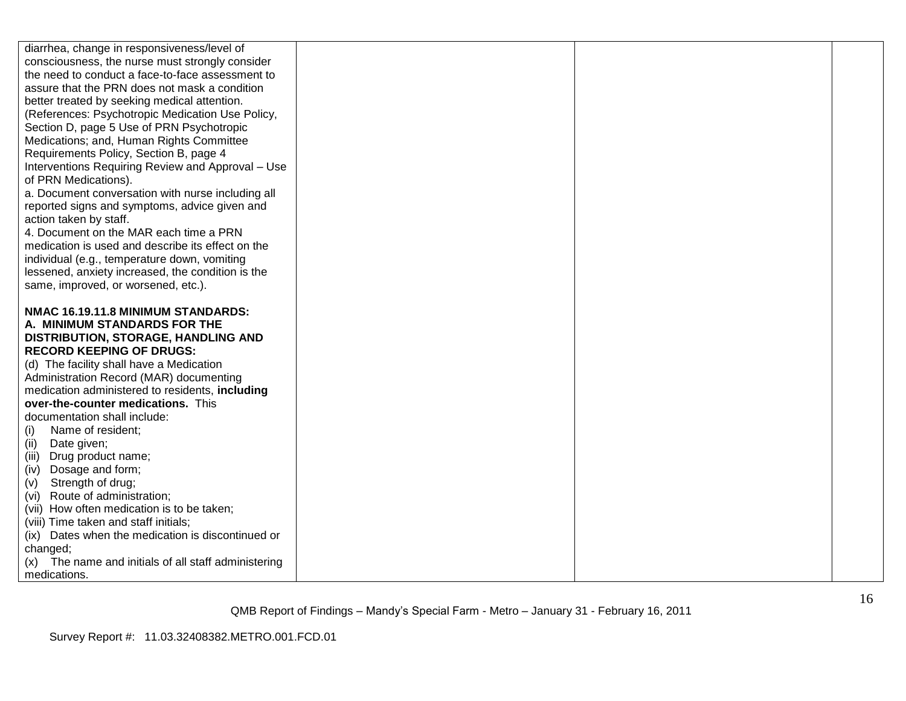| | | | |
|---|---|---|---|
| diarrhea, change in responsiveness/level of consciousness, the nurse must strongly consider the need to conduct a face-to-face assessment to assure that the PRN does not mask a condition better treated by seeking medical attention. (References: Psychotropic Medication Use Policy, Section D, page 5 Use of PRN Psychotropic Medications; and, Human Rights Committee Requirements Policy, Section B, page 4 Interventions Requiring Review and Approval – Use of PRN Medications).<br>a. Document conversation with nurse including all reported signs and symptoms, advice given and action taken by staff.<br>4. Document on the MAR each time a PRN medication is used and describe its effect on the individual (e.g., temperature down, vomiting lessened, anxiety increased, the condition is the same, improved, or worsened, etc.).<br><br>**NMAC 16.19.11.8 MINIMUM STANDARDS:**<br>**A. MINIMUM STANDARDS FOR THE DISTRIBUTION, STORAGE, HANDLING AND RECORD KEEPING OF DRUGS:**<br>(d) The facility shall have a Medication Administration Record (MAR) documenting medication administered to residents, **including over-the-counter medications.** This documentation shall include:<br>(i) Name of resident;<br>(ii) Date given;<br>(iii) Drug product name;<br>(iv) Dosage and form;<br>(v) Strength of drug;<br>(vi) Route of administration;<br>(vii) How often medication is to be taken;<br>(viii) Time taken and staff initials;<br>(ix) Dates when the medication is discontinued or changed;<br>(x) The name and initials of all staff administering medications. | | | |

QMB Report of Findings – Mandy's Special Farm - Metro – January 31 - February 16, 2011

Survey Report #: 11.03.32408382.METRO.001.FCD.01